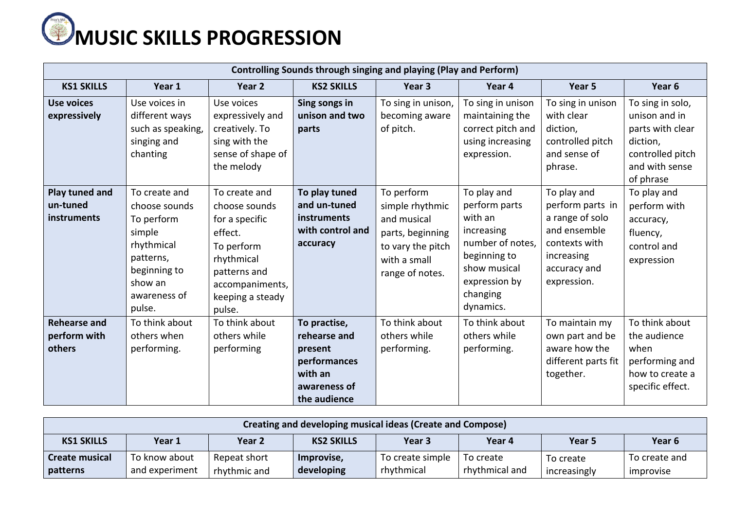# MUSIC SKILLS PROGRESSION

| Controlling Sounds through singing and playing (Play and Perform) | | | | | | | |
|---|---|---|---|---|---|---|---|
| **KS1 SKILLS** | **Year 1** | **Year 2** | **KS2 SKILLS** | **Year 3** | **Year 4** | **Year 5** | **Year 6** |
| **Use voices expressively** | Use voices in different ways such as speaking, singing and chanting | Use voices expressively and creatively. To sing with the sense of shape of the melody | **Sing songs in unison and two parts** | To sing in unison, becoming aware of pitch. | To sing in unison maintaining the correct pitch and using increasing expression. | To sing in unison with clear diction, controlled pitch and sense of phrase. | To sing in solo, unison and in parts with clear diction, controlled pitch and with sense of phrase |
| **Play tuned and un-tuned instruments** | To create and choose sounds To perform simple rhythmical patterns, beginning to show an awareness of pulse. | To create and choose sounds for a specific effect. To perform rhythmical patterns and accompaniments, keeping a steady pulse. | **To play tuned and un-tuned instruments with control and accuracy** | To perform simple rhythmic and musical parts, beginning to vary the pitch with a small range of notes. | To play and perform parts with an increasing number of notes, beginning to show musical expression by changing dynamics. | To play and perform parts in a range of solo and ensemble contexts with increasing accuracy and expression. | To play and perform with accuracy, fluency, control and expression |
| **Rehearse and perform with others** | To think about others when performing. | To think about others while performing | **To practise, rehearse and present performances with an awareness of the audience** | To think about others while performing. | To think about others while performing. | To maintain my own part and be aware how the different parts fit together. | To think about the audience when performing and how to create a specific effect. |

| Creating and developing musical ideas (Create and Compose) | | | | | | | |
|---|---|---|---|---|---|---|---|
| **KS1 SKILLS** | **Year 1** | **Year 2** | **KS2 SKILLS** | **Year 3** | **Year 4** | **Year 5** | **Year 6** |
| **Create musical patterns** | To know about and experiment | Repeat short rhythmic and | **Improvise, developing** | To create simple rhythmical | To create rhythmical and | To create increasingly | To create and improvise |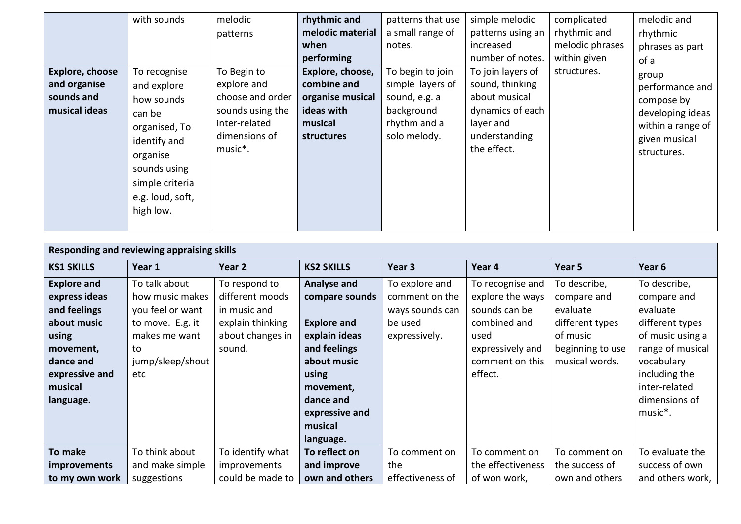|  | with sounds | melodic patterns | **rhythmic and melodic material when performing** | patterns that use a small range of notes. | simple melodic patterns using an increased number of notes. | complicated rhythmic and melodic phrases within given structures. | melodic and rhythmic phrases as part of a group performance and compose by developing ideas within a range of given musical structures. |
|---|---|---|---|---|---|---|---|
| **Explore, choose and organise sounds and musical ideas** | To recognise and explore how sounds can be organised, To identify and organise sounds using simple criteria e.g. loud, soft, high low. | To Begin to explore and choose and order sounds using the inter-related dimensions of music*. | **Explore, choose, combine and organise musical ideas with musical structures** | To begin to join simple layers of sound, e.g. a background rhythm and a solo melody. | To join layers of sound, thinking about musical dynamics of each layer and understanding the effect. |  |  |

| Responding and reviewing appraising skills | | | | | | | |
|---|---|---|---|---|---|---|---|
| **KS1 SKILLS** | **Year 1** | **Year 2** | **KS2 SKILLS** | **Year 3** | **Year 4** | **Year 5** | **Year 6** |
| **Explore and express ideas and feelings about music using movement, dance and expressive and musical language.** | To talk about how music makes you feel or want to move. E.g. it makes me want to jump/sleep/shout etc | To respond to different moods in music and explain thinking about changes in sound. | **Analyse and compare sounds**<br><br>**Explore and explain ideas and feelings about music using movement, dance and expressive and musical language.** | To explore and comment on the ways sounds can be used expressively. | To recognise and explore the ways sounds can be combined and used expressively and comment on this effect. | To describe, compare and evaluate different types of music beginning to use musical words. | To describe, compare and evaluate different types of music using a range of musical vocabulary including the inter-related dimensions of music*. |
| **To make improvements to my own work** | To think about and make simple suggestions | To identify what improvements could be made to | **To reflect on and improve own and others** | To comment on the effectiveness of | To comment on the effectiveness of won work, | To comment on the success of own and others | To evaluate the success of own and others work, |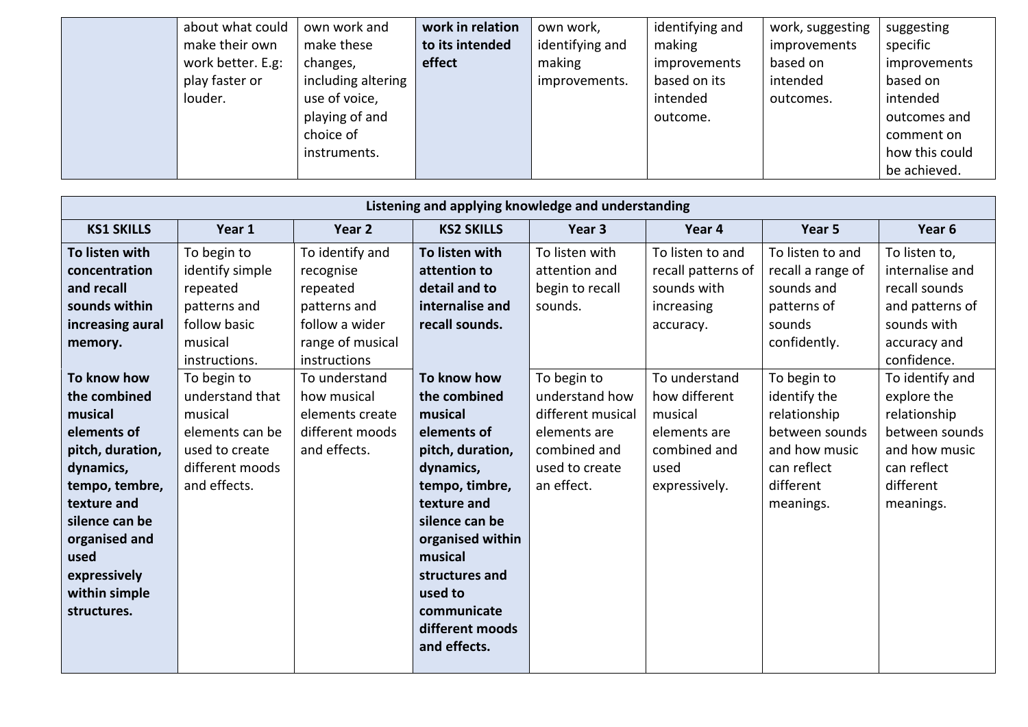|  | about what could make their own work better. E.g: play faster or louder. | own work and make these changes, including altering use of voice, playing of and choice of instruments. | **work in relation to its intended effect** | own work, identifying and making improvements. | identifying and making improvements based on its intended outcome. | work, suggesting improvements based on intended outcomes. | suggesting specific improvements based on intended outcomes and comment on how this could be achieved. |
|---|---|---|---|---|---|---|---|

| **Listening and applying knowledge and understanding** | | | | | | | |
|---|---|---|---|---|---|---|---|
| **KS1 SKILLS** | **Year 1** | **Year 2** | **KS2 SKILLS** | **Year 3** | **Year 4** | **Year 5** | **Year 6** |
| **To listen with concentration and recall sounds within increasing aural memory.** | To begin to identify simple repeated patterns and follow basic musical instructions. | To identify and recognise repeated patterns and follow a wider range of musical instructions | **To listen with attention to detail and to internalise and recall sounds.** | To listen with attention and begin to recall sounds. | To listen to and recall patterns of sounds with increasing accuracy. | To listen to and recall a range of sounds and patterns of sounds confidently. | To listen to, internalise and recall sounds and patterns of sounds with accuracy and confidence. |
| **To know how the combined musical elements of pitch, duration, dynamics, tempo, tembre, texture and silence can be organised and used expressively within simple structures.** | To begin to understand that musical elements can be used to create different moods and effects. | To understand how musical elements create different moods and effects. | **To know how the combined musical elements of pitch, duration, dynamics, tempo, timbre, texture and silence can be organised within musical structures and used to communicate different moods and effects.** | To begin to understand how different musical elements are combined and used to create an effect. | To understand how different musical elements are combined and used expressively. | To begin to identify the relationship between sounds and how music can reflect different meanings. | To identify and explore the relationship between sounds and how music can reflect different meanings. |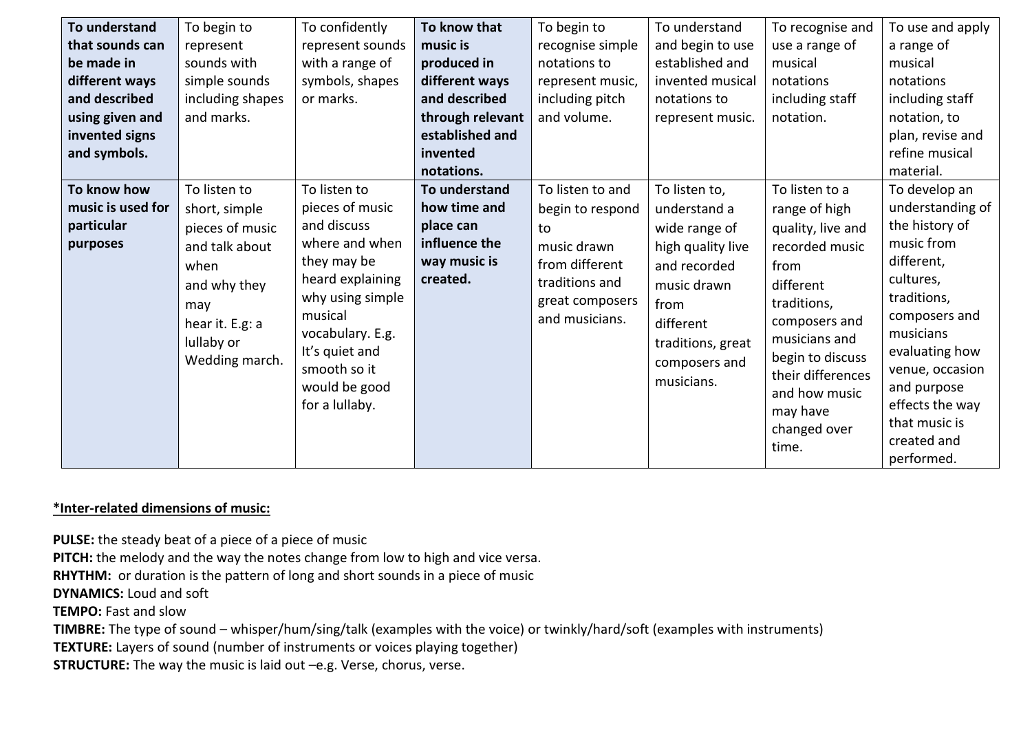| | | | | | | | | |
|---|---|---|---|---|---|---|---|---|
| **To understand that sounds can be made in different ways and described using given and invented signs and symbols.** | To begin to represent sounds with simple sounds including shapes and marks. | To confidently represent sounds with a range of symbols, shapes or marks. | **To know that music is produced in different ways and described through relevant established and invented notations.** | To begin to recognise simple notations to represent music, including pitch and volume. | To understand and begin to use established and invented musical notations to represent music. | To recognise and use a range of musical notations including staff notation. | To use and apply a range of musical notations including staff notation, to plan, revise and refine musical material. |
| **To know how music is used for particular purposes** | To listen to short, simple pieces of music and talk about when and why they may hear it. E.g: a lullaby or Wedding march. | To listen to pieces of music and discuss where and when they may be heard explaining why using simple musical vocabulary. E.g. It's quiet and smooth so it would be good for a lullaby. | **To understand how time and place can influence the way music is created.** | To listen to and begin to respond to music drawn from different traditions and great composers and musicians. | To listen to, understand a wide range of high quality live and recorded music drawn from different traditions, great composers and musicians. | To listen to a range of high quality, live and recorded music from different traditions, composers and musicians and begin to discuss their differences and how music may have changed over time. | To develop an understanding of the history of music from different, cultures, traditions, composers and musicians evaluating how venue, occasion and purpose effects the way that music is created and performed. |

**\*Inter-related dimensions of music:**

**PULSE:** the steady beat of a piece of a piece of music
**PITCH:** the melody and the way the notes change from low to high and vice versa.
**RHYTHM:** or duration is the pattern of long and short sounds in a piece of music
**DYNAMICS:** Loud and soft
**TEMPO:** Fast and slow
**TIMBRE:** The type of sound – whisper/hum/sing/talk (examples with the voice) or twinkly/hard/soft (examples with instruments)
**TEXTURE:** Layers of sound (number of instruments or voices playing together)
**STRUCTURE:** The way the music is laid out –e.g. Verse, chorus, verse.